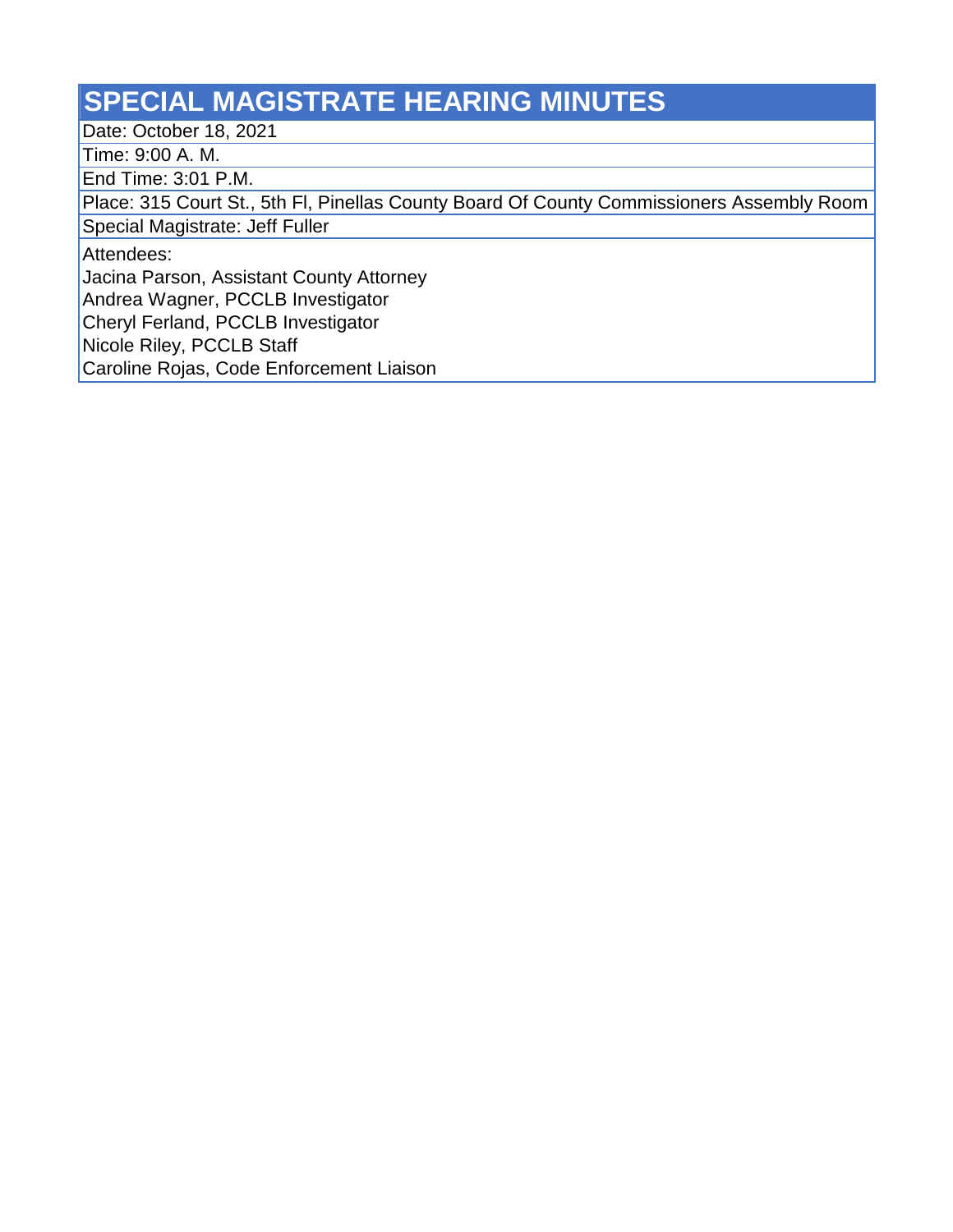# SPECIAL MAGISTRATE HEARING MINUTES

Date: October 18, 2021

Time: 9:00 A. M.

End Time: 3:01 P.M.

Place: 315 Court St., 5th Fl, Pinellas County Board Of County Commissioners Assembly Room

Special Magistrate: Jeff Fuller

Attendees:

Jacina Parson, Assistant County Attorney

Andrea Wagner, PCCLB Investigator

Cheryl Ferland, PCCLB Investigator

Nicole Riley, PCCLB Staff

Caroline Rojas, Code Enforcement Liaison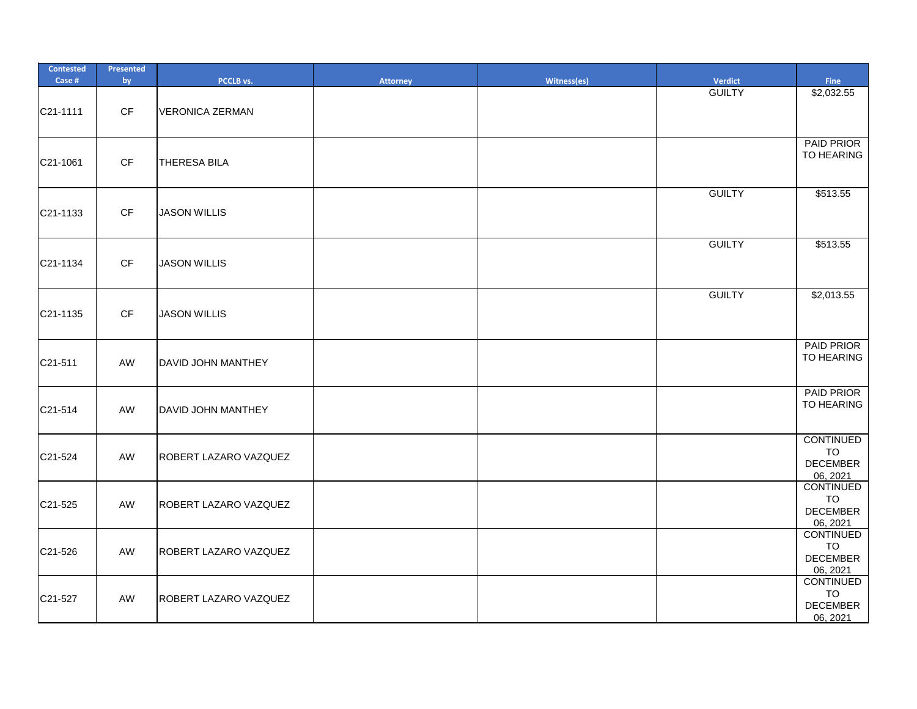| Contested Case # | Presented by | PCCLB vs. | Attorney | Witness(es) | Verdict | Fine |
|---|---|---|---|---|---|---|
| C21-1111 | CF | VERONICA ZERMAN | | | GUILTY | $2,032.55 |
| C21-1061 | CF | THERESA BILA | | | | PAID PRIOR TO HEARING |
| C21-1133 | CF | JASON WILLIS | | | GUILTY | $513.55 |
| C21-1134 | CF | JASON WILLIS | | | GUILTY | $513.55 |
| C21-1135 | CF | JASON WILLIS | | | GUILTY | $2,013.55 |
| C21-511 | AW | DAVID JOHN MANTHEY | | | | PAID PRIOR TO HEARING |
| C21-514 | AW | DAVID JOHN MANTHEY | | | | PAID PRIOR TO HEARING |
| C21-524 | AW | ROBERT LAZARO VAZQUEZ | | | | CONTINUED TO DECEMBER 06, 2021 |
| C21-525 | AW | ROBERT LAZARO VAZQUEZ | | | | CONTINUED TO DECEMBER 06, 2021 |
| C21-526 | AW | ROBERT LAZARO VAZQUEZ | | | | CONTINUED TO DECEMBER 06, 2021 |
| C21-527 | AW | ROBERT LAZARO VAZQUEZ | | | | CONTINUED TO DECEMBER 06, 2021 |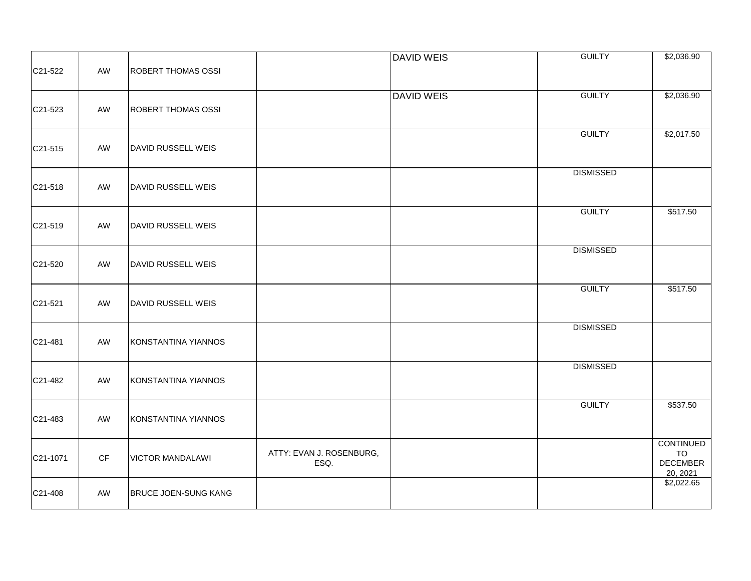| | | | | | | |
|---|---|---|---|---|---|---|
| C21-522 | AW | ROBERT THOMAS OSSI | | DAVID WEIS | GUILTY | $2,036.90 |
| C21-523 | AW | ROBERT THOMAS OSSI | | DAVID WEIS | GUILTY | $2,036.90 |
| C21-515 | AW | DAVID RUSSELL WEIS | | | GUILTY | $2,017.50 |
| C21-518 | AW | DAVID RUSSELL WEIS | | | DISMISSED | |
| C21-519 | AW | DAVID RUSSELL WEIS | | | GUILTY | $517.50 |
| C21-520 | AW | DAVID RUSSELL WEIS | | | DISMISSED | |
| C21-521 | AW | DAVID RUSSELL WEIS | | | GUILTY | $517.50 |
| C21-481 | AW | KONSTANTINA YIANNOS | | | DISMISSED | |
| C21-482 | AW | KONSTANTINA YIANNOS | | | DISMISSED | |
| C21-483 | AW | KONSTANTINA YIANNOS | | | GUILTY | $537.50 |
| C21-1071 | CF | VICTOR MANDALAWI | ATTY: EVAN J. ROSENBURG, ESQ. | | | CONTINUED TO DECEMBER 20, 2021 |
| C21-408 | AW | BRUCE JOEN-SUNG KANG | | | | $2,022.65 |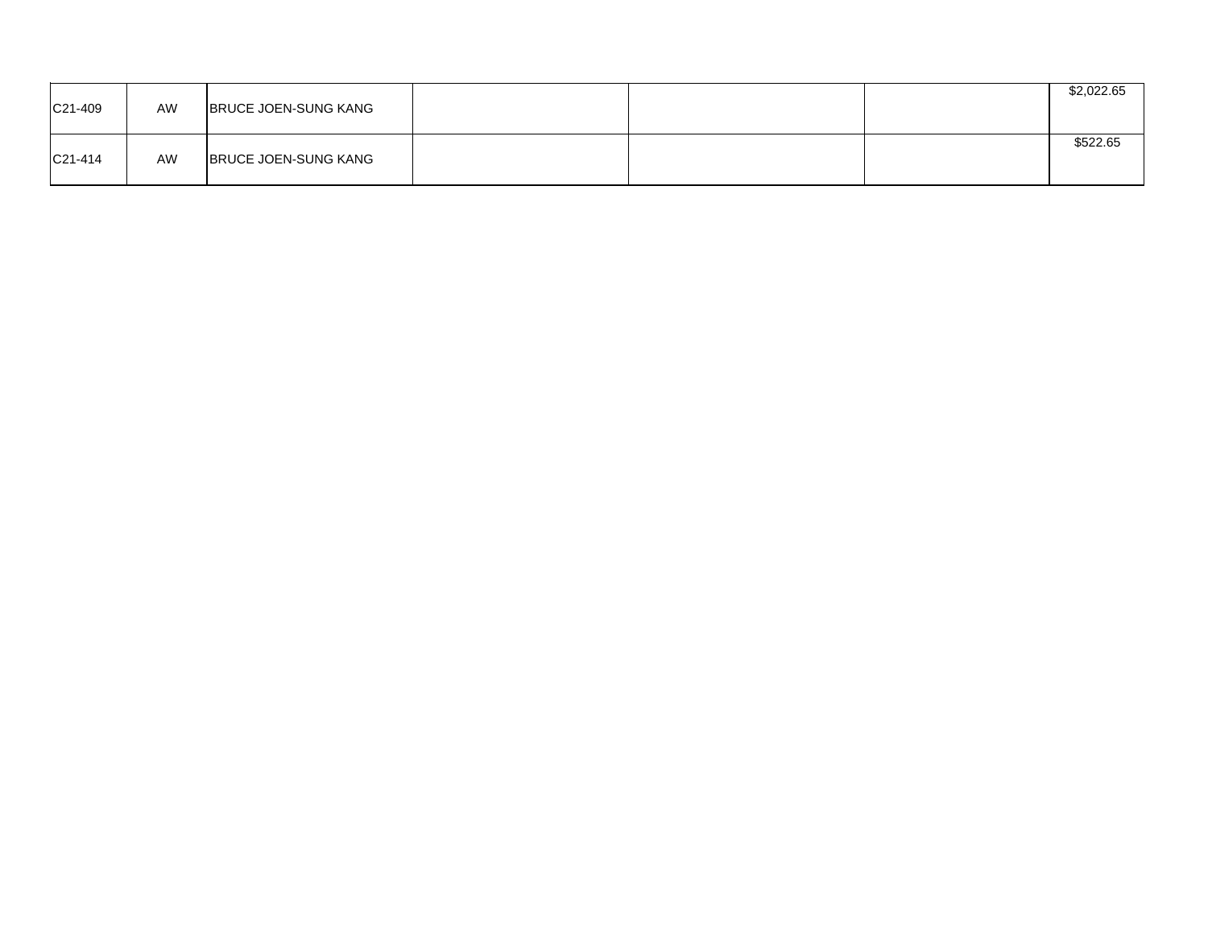| | | | | | | |
|---|---|---|---|---|---|---|
| C21-409 | AW | BRUCE JOEN-SUNG KANG | | | | $2,022.65 |
| C21-414 | AW | BRUCE JOEN-SUNG KANG | | | | $522.65 |